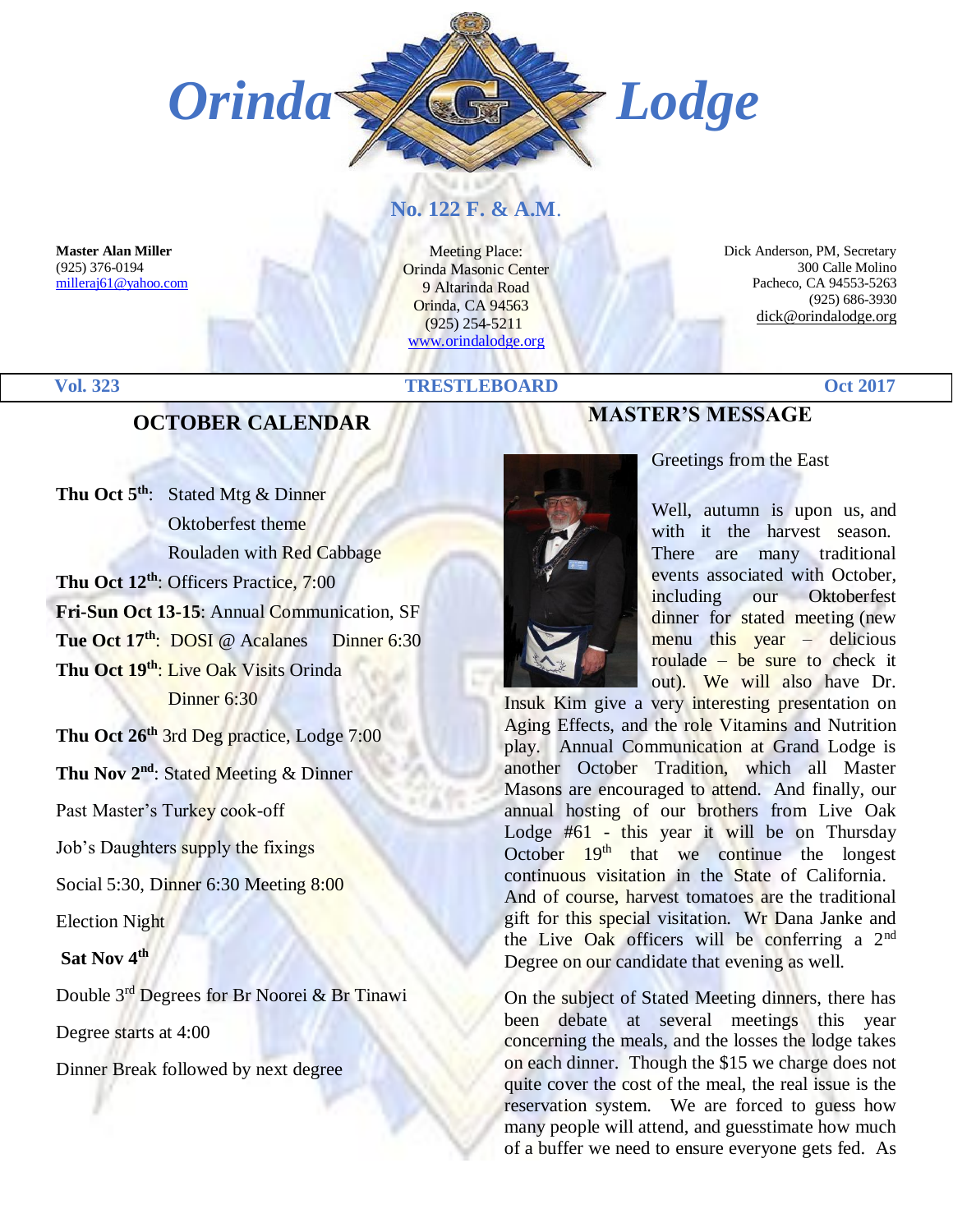# Orinda Lodge

## No. 122 F. & A.M.

**Master Alan Miller**
(925) 376-0194
milleraj61@yahoo.com

Meeting Place:
Orinda Masonic Center
9 Altarinda Road
Orinda, CA 94563
(925) 254-5211
www.orindalodge.org

Dick Anderson, PM, Secretary
300 Calle Molino
Pacheco, CA 94553-5263
(925) 686-3930
dick@orindalodge.org

**Vol. 323** **TRESTLEBOARD** **Oct 2017**

## OCTOBER CALENDAR

**Thu Oct 5th**: Stated Mtg & Dinner
Oktoberfest theme
Rouladen with Red Cabbage

**Thu Oct 12th**: Officers Practice, 7:00

**Fri-Sun Oct 13-15**: Annual Communication, SF

**Tue Oct 17th**: DOSI @ Acalanes Dinner 6:30

**Thu Oct 19th**: Live Oak Visits Orinda
Dinner 6:30

**Thu Oct 26th** 3rd Deg practice, Lodge 7:00

**Thu Nov 2nd**: Stated Meeting & Dinner

Past Master's Turkey cook-off

Job's Daughters supply the fixings

Social 5:30, Dinner 6:30 Meeting 8:00

Election Night

**Sat Nov 4th**

Double 3rd Degrees for Br Noorei & Br Tinawi

Degree starts at 4:00

Dinner Break followed by next degree

## MASTER'S MESSAGE

Greetings from the East

Well, autumn is upon us, and with it the harvest season. There are many traditional events associated with October, including our Oktoberfest dinner for stated meeting (new menu this year – delicious roulade – be sure to check it out). We will also have Dr. Insuk Kim give a very interesting presentation on Aging Effects, and the role Vitamins and Nutrition play. Annual Communication at Grand Lodge is another October Tradition, which all Master Masons are encouraged to attend. And finally, our annual hosting of our brothers from Live Oak Lodge #61 - this year it will be on Thursday October 19th that we continue the longest continuous visitation in the State of California. And of course, harvest tomatoes are the traditional gift for this special visitation. Wr Dana Janke and the Live Oak officers will be conferring a 2nd Degree on our candidate that evening as well.

On the subject of Stated Meeting dinners, there has been debate at several meetings this year concerning the meals, and the losses the lodge takes on each dinner. Though the $15 we charge does not quite cover the cost of the meal, the real issue is the reservation system. We are forced to guess how many people will attend, and guesstimate how much of a buffer we need to ensure everyone gets fed. As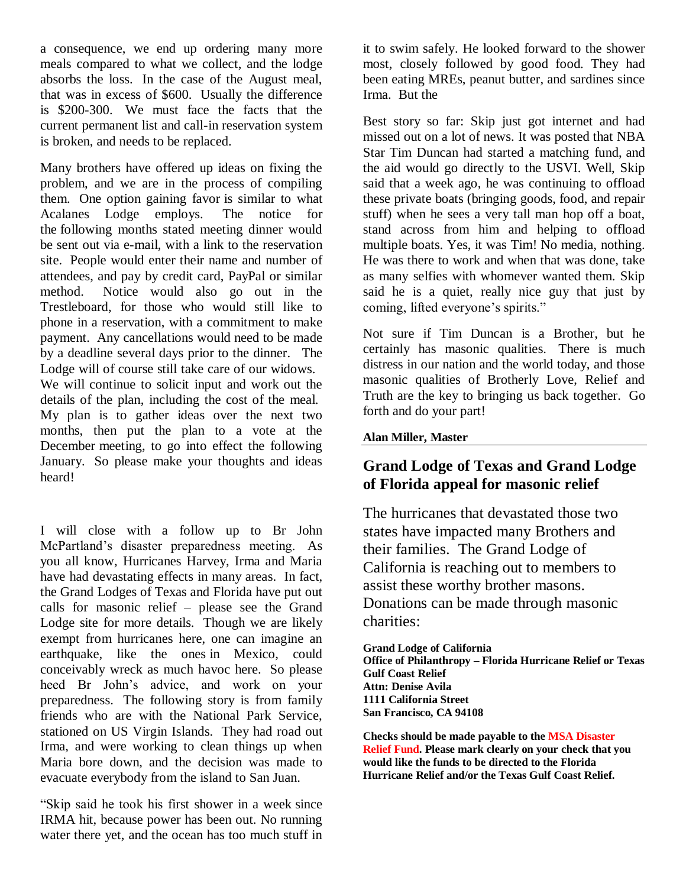a consequence, we end up ordering many more meals compared to what we collect, and the lodge absorbs the loss. In the case of the August meal, that was in excess of $600. Usually the difference is $200-300. We must face the facts that the current permanent list and call-in reservation system is broken, and needs to be replaced.

Many brothers have offered up ideas on fixing the problem, and we are in the process of compiling them. One option gaining favor is similar to what Acalanes Lodge employs. The notice for the following months stated meeting dinner would be sent out via e-mail, with a link to the reservation site. People would enter their name and number of attendees, and pay by credit card, PayPal or similar method. Notice would also go out in the Trestleboard, for those who would still like to phone in a reservation, with a commitment to make payment. Any cancellations would need to be made by a deadline several days prior to the dinner. The Lodge will of course still take care of our widows. We will continue to solicit input and work out the details of the plan, including the cost of the meal. My plan is to gather ideas over the next two months, then put the plan to a vote at the December meeting, to go into effect the following January. So please make your thoughts and ideas heard!

I will close with a follow up to Br John McPartland's disaster preparedness meeting. As you all know, Hurricanes Harvey, Irma and Maria have had devastating effects in many areas. In fact, the Grand Lodges of Texas and Florida have put out calls for masonic relief – please see the Grand Lodge site for more details. Though we are likely exempt from hurricanes here, one can imagine an earthquake, like the ones in Mexico, could conceivably wreck as much havoc here. So please heed Br John's advice, and work on your preparedness. The following story is from family friends who are with the National Park Service, stationed on US Virgin Islands. They had road out Irma, and were working to clean things up when Maria bore down, and the decision was made to evacuate everybody from the island to San Juan.

"Skip said he took his first shower in a week since IRMA hit, because power has been out. No running water there yet, and the ocean has too much stuff in it to swim safely. He looked forward to the shower most, closely followed by good food. They had been eating MREs, peanut butter, and sardines since Irma. But the

Best story so far: Skip just got internet and had missed out on a lot of news. It was posted that NBA Star Tim Duncan had started a matching fund, and the aid would go directly to the USVI. Well, Skip said that a week ago, he was continuing to offload these private boats (bringing goods, food, and repair stuff) when he sees a very tall man hop off a boat, stand across from him and helping to offload multiple boats. Yes, it was Tim! No media, nothing. He was there to work and when that was done, take as many selfies with whomever wanted them. Skip said he is a quiet, really nice guy that just by coming, lifted everyone's spirits."

Not sure if Tim Duncan is a Brother, but he certainly has masonic qualities. There is much distress in our nation and the world today, and those masonic qualities of Brotherly Love, Relief and Truth are the key to bringing us back together. Go forth and do your part!

**Alan Miller, Master**

## Grand Lodge of Texas and Grand Lodge of Florida appeal for masonic relief

The hurricanes that devastated those two states have impacted many Brothers and their families. The Grand Lodge of California is reaching out to members to assist these worthy brother masons. Donations can be made through masonic charities:

**Grand Lodge of California**
**Office of Philanthropy – Florida Hurricane Relief or Texas Gulf Coast Relief**
**Attn: Denise Avila**
**1111 California Street**
**San Francisco, CA 94108**

**Checks should be made payable to the MSA Disaster Relief Fund. Please mark clearly on your check that you would like the funds to be directed to the Florida Hurricane Relief and/or the Texas Gulf Coast Relief.**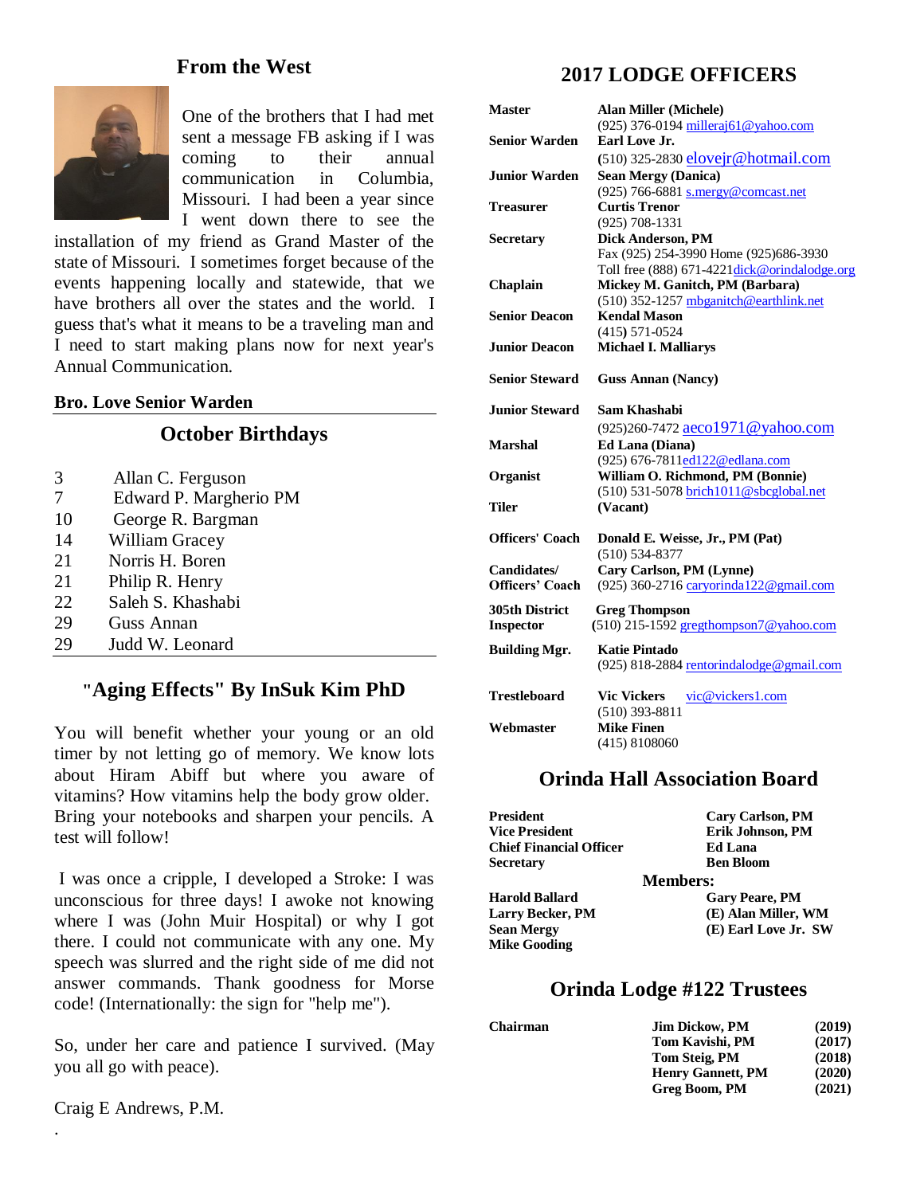## From the West

One of the brothers that I had met sent a message FB asking if I was coming to their annual communication in Columbia, Missouri. I had been a year since I went down there to see the installation of my friend as Grand Master of the state of Missouri. I sometimes forget because of the events happening locally and statewide, that we have brothers all over the states and the world. I guess that's what it means to be a traveling man and I need to start making plans now for next year's Annual Communication.

**Bro. Love Senior Warden**

## October Birthdays

| | |
|---|---|
| 3 | Allan C. Ferguson |
| 7 | Edward P. Margherio PM |
| 10 | George R. Bargman |
| 14 | William Gracey |
| 21 | Norris H. Boren |
| 21 | Philip R. Henry |
| 22 | Saleh S. Khashabi |
| 29 | Guss Annan |
| 29 | Judd W. Leonard |

## "Aging Effects" By InSuk Kim PhD

You will benefit whether your young or an old timer by not letting go of memory. We know lots about Hiram Abiff but where you aware of vitamins? How vitamins help the body grow older. Bring your notebooks and sharpen your pencils. A test will follow!

I was once a cripple, I developed a Stroke: I was unconscious for three days! I awoke not knowing where I was (John Muir Hospital) or why I got there. I could not communicate with any one. My speech was slurred and the right side of me did not answer commands. Thank goodness for Morse code! (Internationally: the sign for "help me").

So, under her care and patience I survived. (May you all go with peace).

Craig E Andrews, P.M.

.

## 2017 LODGE OFFICERS

| | |
|---|---|
| **Master** | **Alan Miller (Michele)**<br>(925) 376-0194 milleraj61@yahoo.com |
| **Senior Warden** | **Earl Love Jr.**<br>(510) 325-2830 elovejr@hotmail.com |
| **Junior Warden** | **Sean Mergy (Danica)**<br>(925) 766-6881 s.mergy@comcast.net |
| **Treasurer** | **Curtis Trenor**<br>(925) 708-1331 |
| **Secretary** | **Dick Anderson, PM**<br>Fax (925) 254-3990 Home (925)686-3930<br>Toll free (888) 671-4221dick@orindalodge.org |
| **Chaplain** | **Mickey M. Ganitch, PM (Barbara)**<br>(510) 352-1257 mbganitch@earthlink.net |
| **Senior Deacon** | **Kendal Mason**<br>(415) 571-0524 |
| **Junior Deacon** | **Michael I. Malliarys** |
| **Senior Steward** | **Guss Annan (Nancy)** |
| **Junior Steward** | **Sam Khashabi**<br>(925)260-7472 aeco1971@yahoo.com |
| **Marshal** | **Ed Lana (Diana)**<br>(925) 676-7811ed122@edlana.com |
| **Organist** | **William O. Richmond, PM (Bonnie)**<br>(510) 531-5078 brich1011@sbcglobal.net |
| **Tiler** | **(Vacant)** |
| **Officers' Coach** | **Donald E. Weisse, Jr., PM (Pat)**<br>(510) 534-8377 |
| **Candidates/ Officers' Coach** | **Cary Carlson, PM (Lynne)**<br>(925) 360-2716 caryorinda122@gmail.com |
| **305th District Inspector** | **Greg Thompson**<br>(510) 215-1592 gregthompson7@yahoo.com |
| **Building Mgr.** | **Katie Pintado**<br>(925) 818-2884 rentorindalodge@gmail.com |
| **Trestleboard** | **Vic Vickers** vic@vickers1.com<br>(510) 393-8811 |
| **Webmaster** | **Mike Finen**<br>(415) 8108060 |

## Orinda Hall Association Board

| | |
|---|---|
| **President** | **Cary Carlson, PM** |
| **Vice President** | **Erik Johnson, PM** |
| **Chief Financial Officer** | **Ed Lana** |
| **Secretary** | **Ben Bloom** |

**Members:**

| | |
|---|---|
| **Harold Ballard** | **Gary Peare, PM** |
| **Larry Becker, PM** | **(E) Alan Miller, WM** |
| **Sean Mergy** | **(E) Earl Love Jr. SW** |
| **Mike Gooding** | |

## Orinda Lodge #122 Trustees

| | | |
|---|---|---|
| **Chairman** | **Jim Dickow, PM** | **(2019)** |
| | **Tom Kavishi, PM** | **(2017)** |
| | **Tom Steig, PM** | **(2018)** |
| | **Henry Gannett, PM** | **(2020)** |
| | **Greg Boom, PM** | **(2021)** |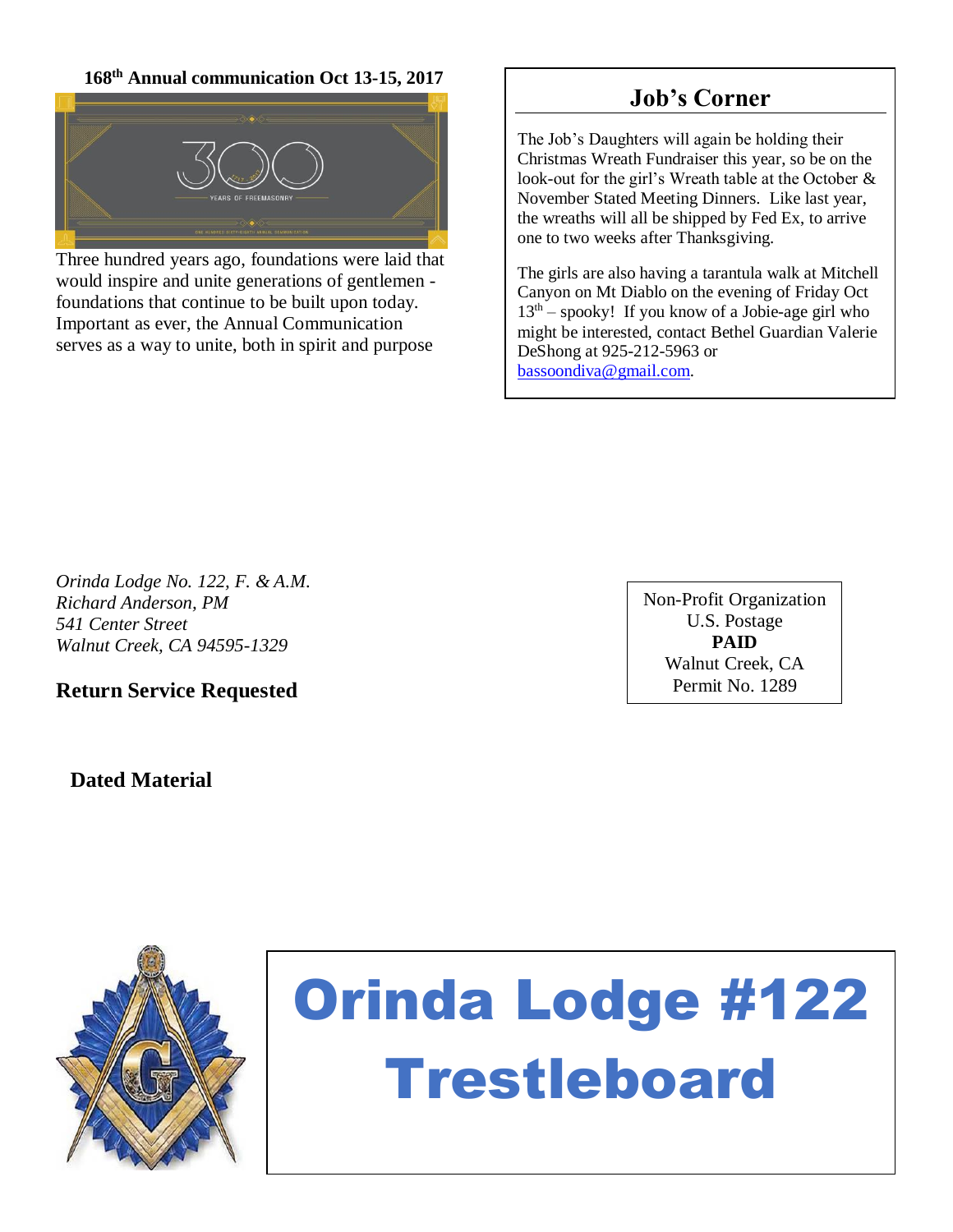**168th Annual communication Oct 13-15, 2017**

Three hundred years ago, foundations were laid that would inspire and unite generations of gentlemen - foundations that continue to be built upon today. Important as ever, the Annual Communication serves as a way to unite, both in spirit and purpose

## Job's Corner

The Job's Daughters will again be holding their Christmas Wreath Fundraiser this year, so be on the look-out for the girl's Wreath table at the October & November Stated Meeting Dinners. Like last year, the wreaths will all be shipped by Fed Ex, to arrive one to two weeks after Thanksgiving.

The girls are also having a tarantula walk at Mitchell Canyon on Mt Diablo on the evening of Friday Oct 13th – spooky! If you know of a Jobie-age girl who might be interested, contact Bethel Guardian Valerie DeShong at 925-212-5963 or bassoondiva@gmail.com.

*Orinda Lodge No. 122, F. & A.M.*
*Richard Anderson, PM*
*541 Center Street*
*Walnut Creek, CA 94595-1329*

**Return Service Requested**

Non-Profit Organization
U.S. Postage
**PAID**
Walnut Creek, CA
Permit No. 1289

**Dated Material**

# Orinda Lodge #122 Trestleboard